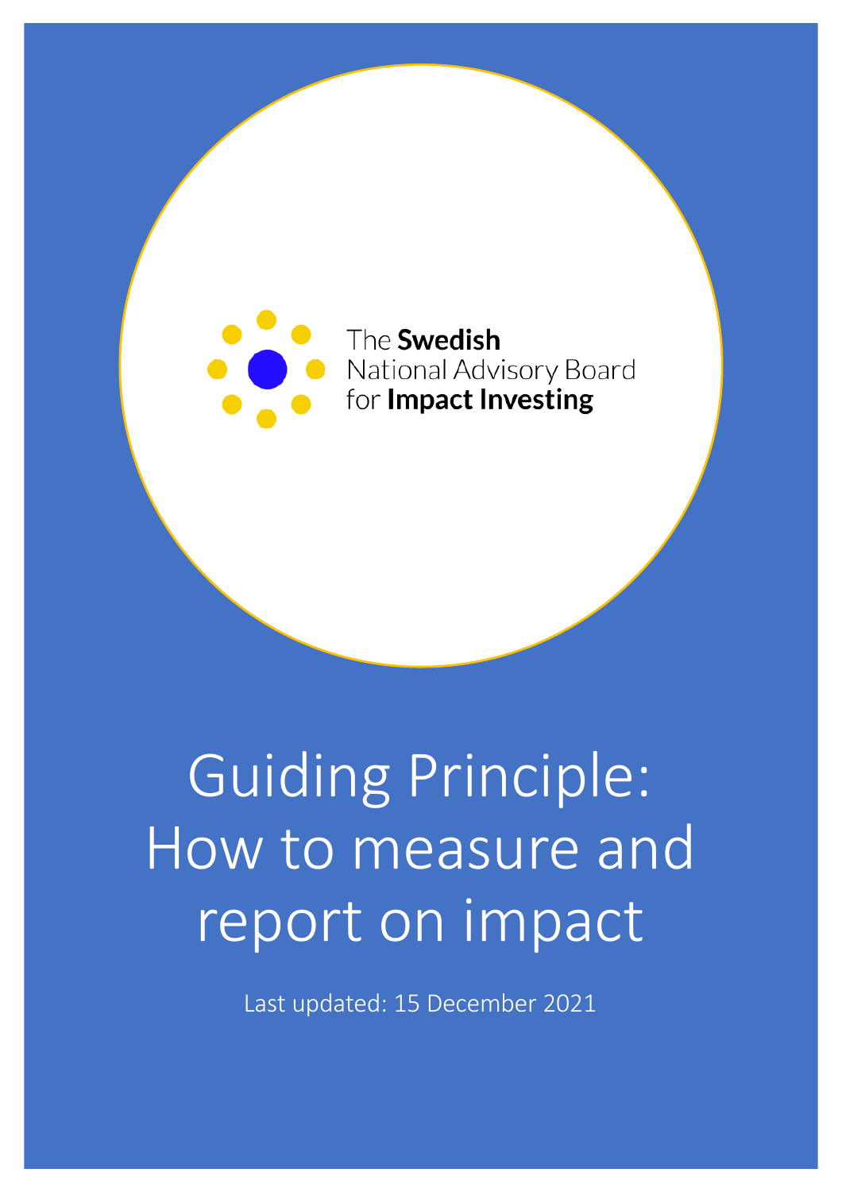The **Swedish** National Advisory Board for **Impact Investing**

# Guiding Principle: How to measure and report on impact

Last updated: 15 December 2021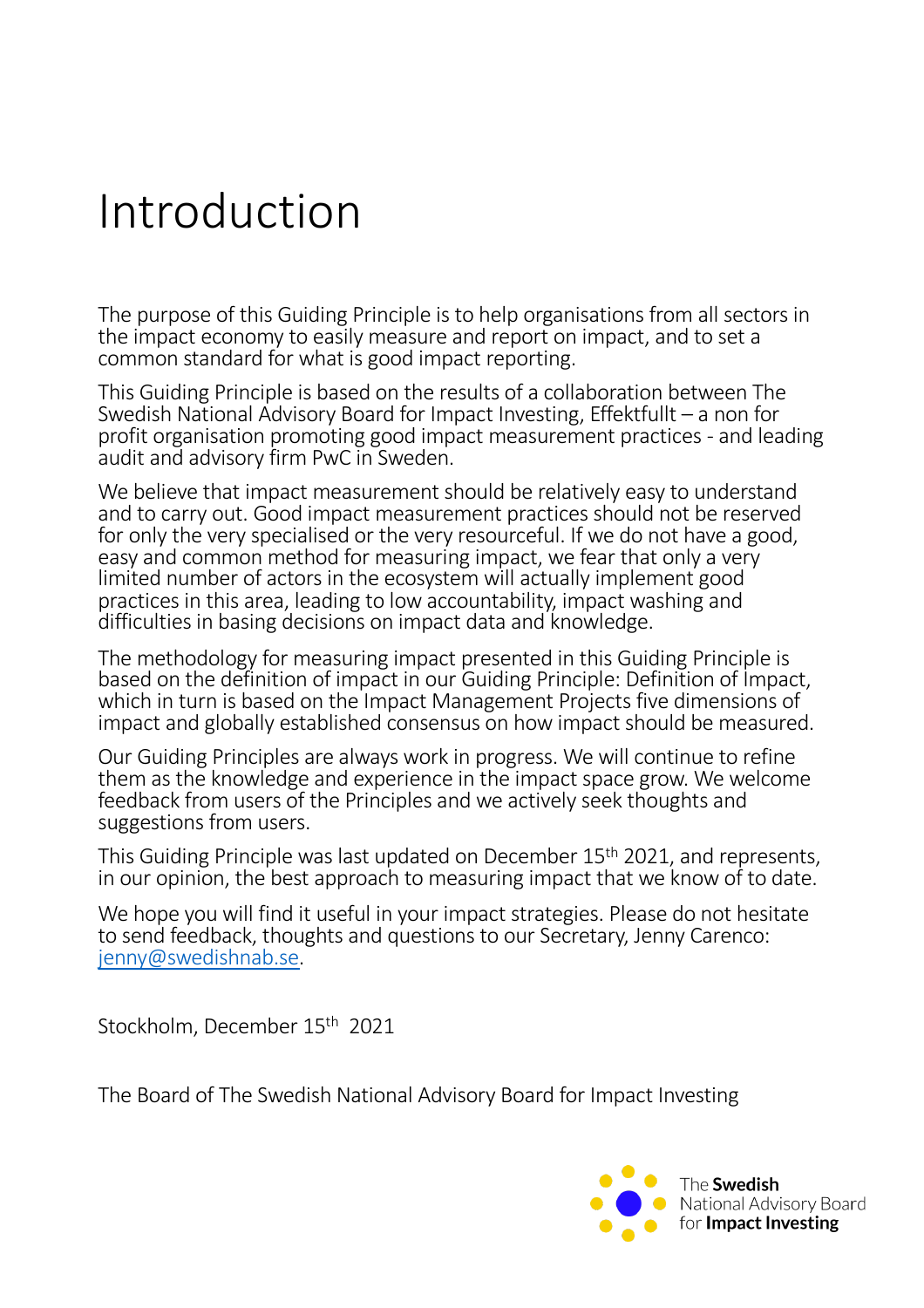# Introduction

The purpose of this Guiding Principle is to help organisations from all sectors in the impact economy to easily measure and report on impact, and to set a common standard for what is good impact reporting.

This Guiding Principle is based on the results of a collaboration between The Swedish National Advisory Board for Impact Investing, Effektfullt – a non for profit organisation promoting good impact measurement practices - and leading audit and advisory firm PwC in Sweden.

We believe that impact measurement should be relatively easy to understand and to carry out. Good impact measurement practices should not be reserved for only the very specialised or the very resourceful. If we do not have a good, easy and common method for measuring impact, we fear that only a very limited number of actors in the ecosystem will actually implement good practices in this area, leading to low accountability, impact washing and difficulties in basing decisions on impact data and knowledge.

The methodology for measuring impact presented in this Guiding Principle is based on the definition of impact in our Guiding Principle: Definition of Impact, which in turn is based on the Impact Management Projects five dimensions of impact and globally established consensus on how impact should be measured.

Our Guiding Principles are always work in progress. We will continue to refine them as the knowledge and experience in the impact space grow. We welcome feedback from users of the Principles and we actively seek thoughts and suggestions from users.

This Guiding Principle was last updated on December 15th 2021, and represents, in our opinion, the best approach to measuring impact that we know of to date.

We hope you will find it useful in your impact strategies. Please do not hesitate to send feedback, thoughts and questions to our Secretary, Jenny Carenco: jenny@swedishnab.se.

Stockholm, December 15th 2021

The Board of The Swedish National Advisory Board for Impact Investing

The **Swedish** National Advisory Board for **Impact Investing**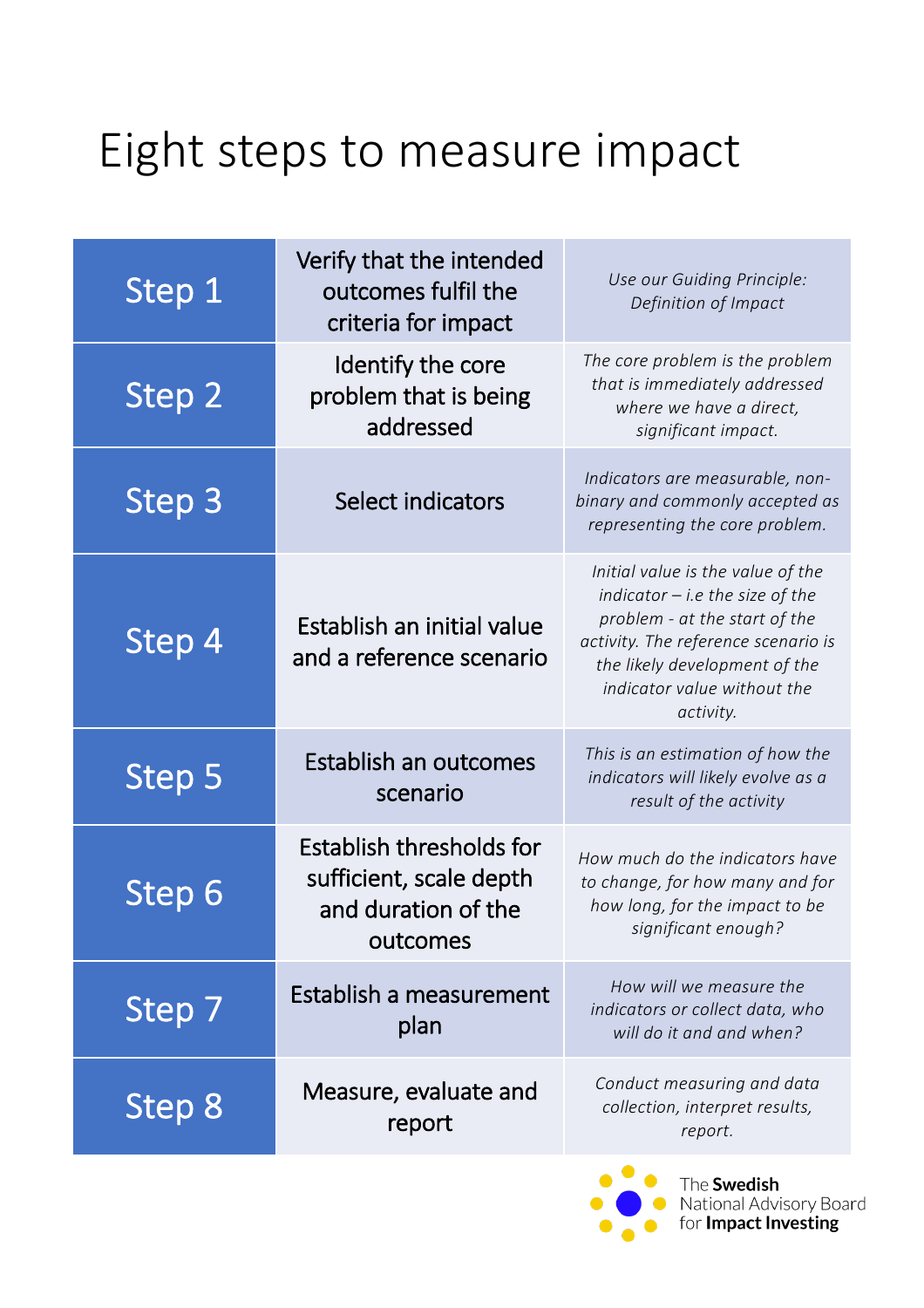# Eight steps to measure impact

| | | |
|---|---|---|
| Step 1 | Verify that the intended outcomes fulfil the criteria for impact | *Use our Guiding Principle: Definition of Impact* |
| Step 2 | Identify the core problem that is being addressed | *The core problem is the problem that is immediately addressed where we have a direct, significant impact.* |
| Step 3 | Select indicators | *Indicators are measurable, non-binary and commonly accepted as representing the core problem.* |
| Step 4 | Establish an initial value and a reference scenario | *Initial value is the value of the indicator – i.e the size of the problem - at the start of the activity. The reference scenario is the likely development of the indicator value without the activity.* |
| Step 5 | Establish an outcomes scenario | *This is an estimation of how the indicators will likely evolve as a result of the activity* |
| Step 6 | Establish thresholds for sufficient, scale depth and duration of the outcomes | *How much do the indicators have to change, for how many and for how long, for the impact to be significant enough?* |
| Step 7 | Establish a measurement plan | *How will we measure the indicators or collect data, who will do it and and when?* |
| Step 8 | Measure, evaluate and report | *Conduct measuring and data collection, interpret results, report.* |

The **Swedish** National Advisory Board for **Impact Investing**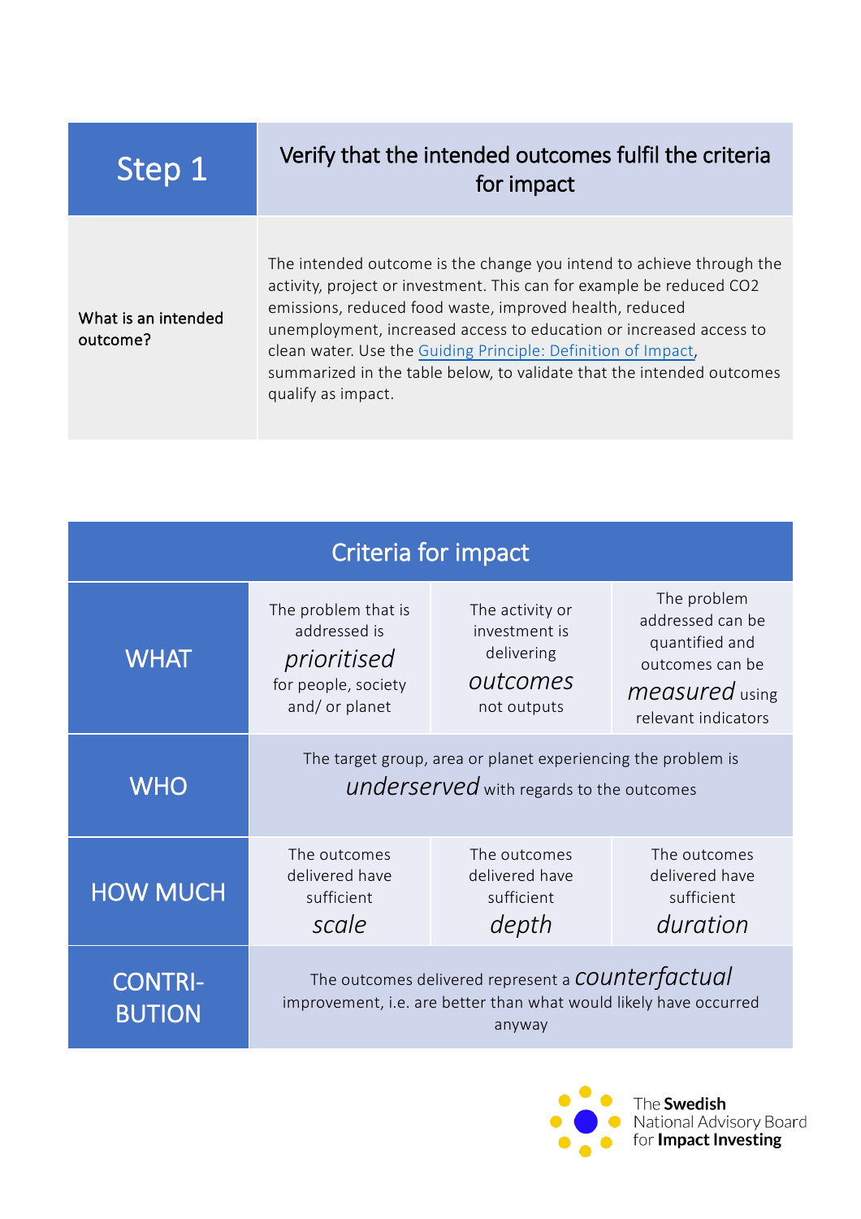| Step 1 | Verify that the intended outcomes fulfil the criteria for impact |
| --- | --- |
| **What is an intended outcome?** | The intended outcome is the change you intend to achieve through the activity, project or investment. This can for example be reduced $CO_2$ emissions, reduced food waste, improved health, reduced unemployment, increased access to education or increased access to clean water. Use the [Guiding Principle: Definition of Impact](), summarized in the table below, to validate that the intended outcomes qualify as impact. |

| Criteria for impact | | | |
| --- | --- | --- | --- |
| WHAT | The problem that is addressed is *prioritised* for people, society and/ or planet | The activity or investment is delivering *outcomes* not outputs | The problem addressed can be quantified and outcomes can be *measured* using relevant indicators |
| WHO | The target group, area or planet experiencing the problem is *underserved* with regards to the outcomes | | |
| HOW MUCH | The outcomes delivered have sufficient *scale* | The outcomes delivered have sufficient *depth* | The outcomes delivered have sufficient *duration* |
| CONTRI-BUTION | The outcomes delivered represent a *counterfactual* improvement, i.e. are better than what would likely have occurred anyway | | |

The **Swedish** National Advisory Board for **Impact Investing**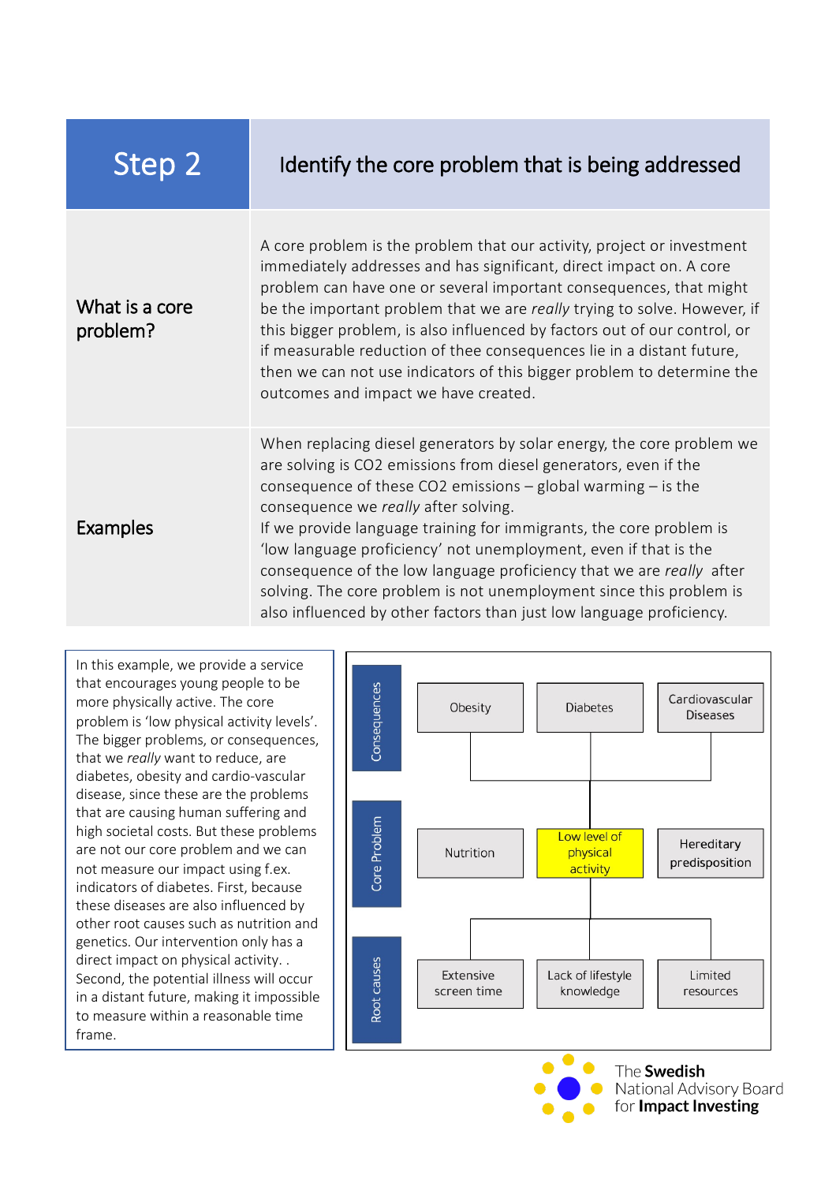| Step 2 | Identify the core problem that is being addressed |
|---|---|
| What is a core problem? | A core problem is the problem that our activity, project or investment immediately addresses and has significant, direct impact on. A core problem can have one or several important consequences, that might be the important problem that we are *really* trying to solve. However, if this bigger problem, is also influenced by factors out of our control, or if measurable reduction of thee consequences lie in a distant future, then we can not use indicators of this bigger problem to determine the outcomes and impact we have created. |
| Examples | When replacing diesel generators by solar energy, the core problem we are solving is $CO_2$ emissions from diesel generators, even if the consequence of these $CO_2$ emissions – global warming – is the consequence we *really* after solving.<br>If we provide language training for immigrants, the core problem is 'low language proficiency' not unemployment, even if that is the consequence of the low language proficiency that we are *really* after solving. The core problem is not unemployment since this problem is also influenced by other factors than just low language proficiency. |

In this example, we provide a service that encourages young people to be more physically active. The core problem is 'low physical activity levels'. The bigger problems, or consequences, that we *really* want to reduce, are diabetes, obesity and cardio-vascular disease, since these are the problems that are causing human suffering and high societal costs. But these problems are not our core problem and we can not measure our impact using f.ex. indicators of diabetes. First, because these diseases are also influenced by other root causes such as nutrition and genetics. Our intervention only has a direct impact on physical activity. . Second, the potential illness will occur in a distant future, making it impossible to measure within a reasonable time frame.

**Consequences:** Obesity | Diabetes | Cardiovascular Diseases

**Core Problem:** Nutrition | Low level of physical activity | Hereditary predisposition

**Root causes:** Extensive screen time | Lack of lifestyle knowledge | Limited resources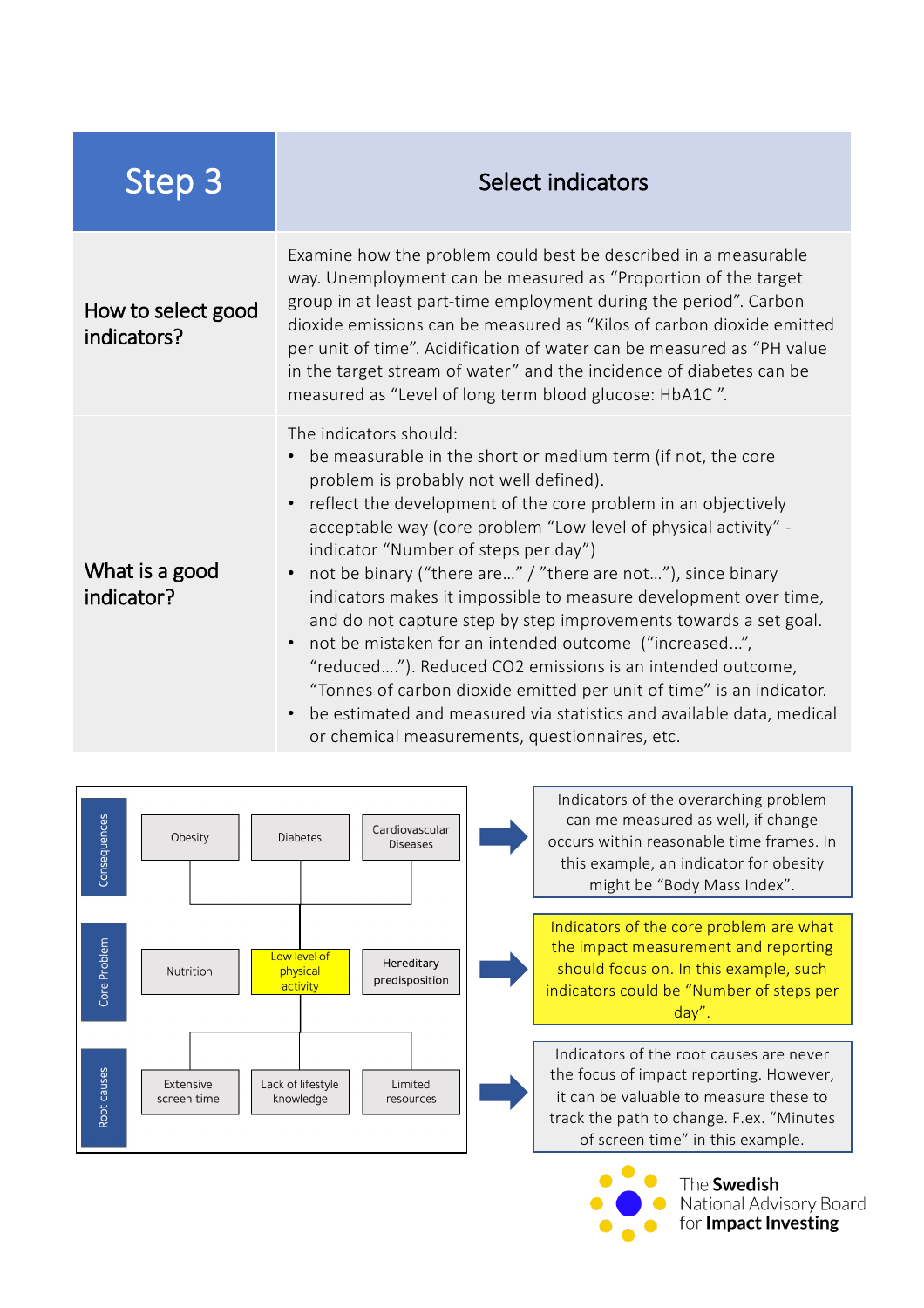| Step 3 | Select indicators |
| --- | --- |
| How to select good indicators? | Examine how the problem could best be described in a measurable way. Unemployment can be measured as "Proportion of the target group in at least part-time employment during the period". Carbon dioxide emissions can be measured as "Kilos of carbon dioxide emitted per unit of time". Acidification of water can be measured as "PH value in the target stream of water" and the incidence of diabetes can be measured as "Level of long term blood glucose: HbA1C ". |
| What is a good indicator? | The indicators should:<br>• be measurable in the short or medium term (if not, the core problem is probably not well defined).<br>• reflect the development of the core problem in an objectively acceptable way (core problem "Low level of physical activity" - indicator "Number of steps per day")<br>• not be binary ("there are…" / "there are not…"), since binary indicators makes it impossible to measure development over time, and do not capture step by step improvements towards a set goal.<br>• not be mistaken for an intended outcome ("increased…", "reduced….”). Reduced CO2 emissions is an intended outcome, "Tonnes of carbon dioxide emitted per unit of time" is an indicator.<br>• be estimated and measured via statistics and available data, medical or chemical measurements, questionnaires, etc. |

**Consequences:** Obesity | Diabetes | Cardiovascular Diseases

**Core Problem:** Nutrition | Low level of physical activity | Hereditary predisposition

**Root causes:** Extensive screen time | Lack of lifestyle knowledge | Limited resources

Indicators of the overarching problem can me measured as well, if change occurs within reasonable time frames. In this example, an indicator for obesity might be "Body Mass Index".

Indicators of the core problem are what the impact measurement and reporting should focus on. In this example, such indicators could be "Number of steps per day".

Indicators of the root causes are never the focus of impact reporting. However, it can be valuable to measure these to track the path to change. F.ex. "Minutes of screen time" in this example.

The **Swedish** National Advisory Board for **Impact Investing**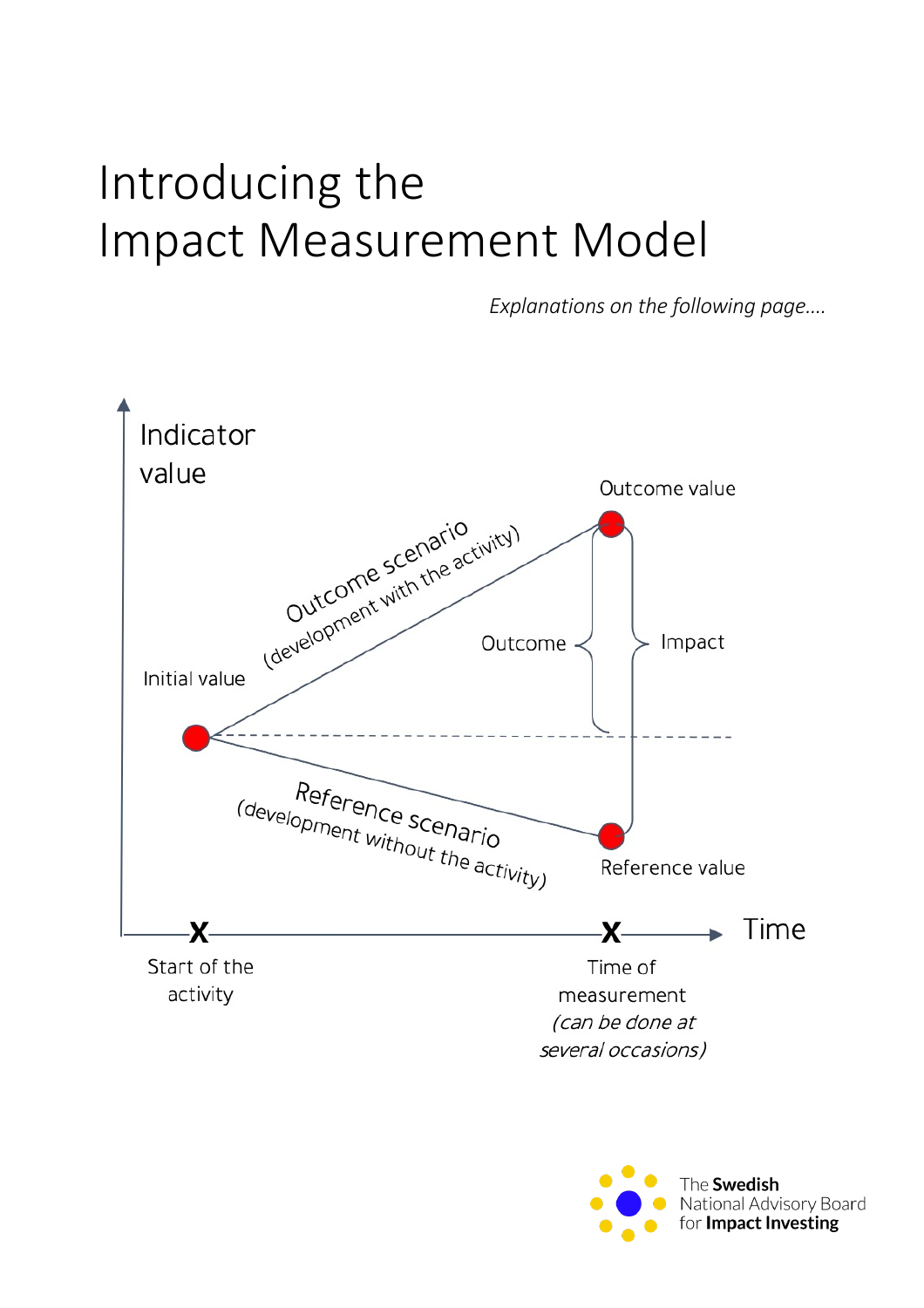# Introducing the Impact Measurement Model

*Explanations on the following page….*

Indicator value

Outcome value

Outcome scenario (development with the activity)

Outcome

Impact

Initial value

Reference scenario (development without the activity)

Reference value

Time

Start of the activity

Time of measurement *(can be done at several occasions)*

The **Swedish** National Advisory Board for **Impact Investing**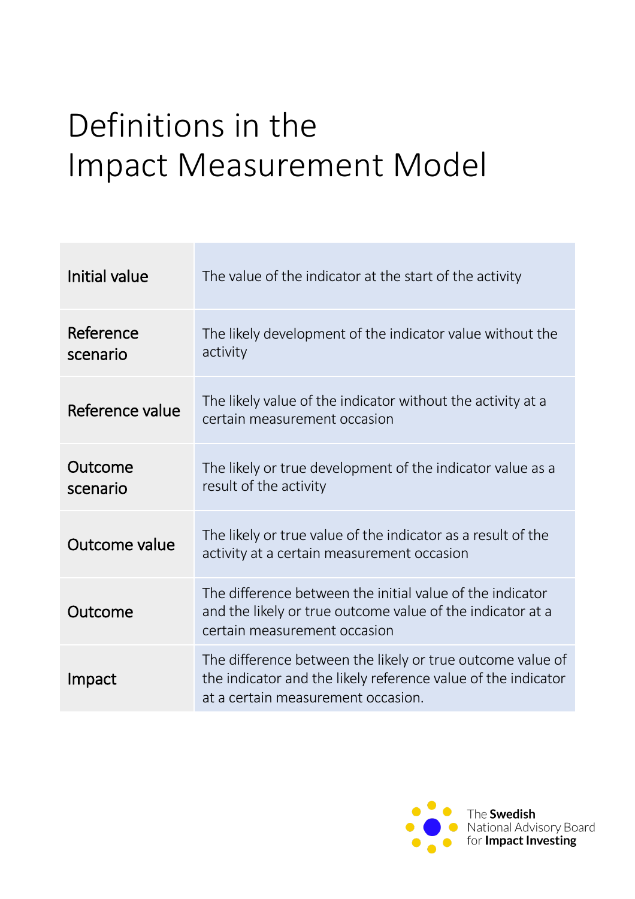# Definitions in the Impact Measurement Model

| Term | Definition |
|---|---|
| Initial value | The value of the indicator at the start of the activity |
| Reference scenario | The likely development of the indicator value without the activity |
| Reference value | The likely value of the indicator without the activity at a certain measurement occasion |
| Outcome scenario | The likely or true development of the indicator value as a result of the activity |
| Outcome value | The likely or true value of the indicator as a result of the activity at a certain measurement occasion |
| Outcome | The difference between the initial value of the indicator and the likely or true outcome value of the indicator at a certain measurement occasion |
| Impact | The difference between the likely or true outcome value of the indicator and the likely reference value of the indicator at a certain measurement occasion. |

The **Swedish** National Advisory Board for **Impact Investing**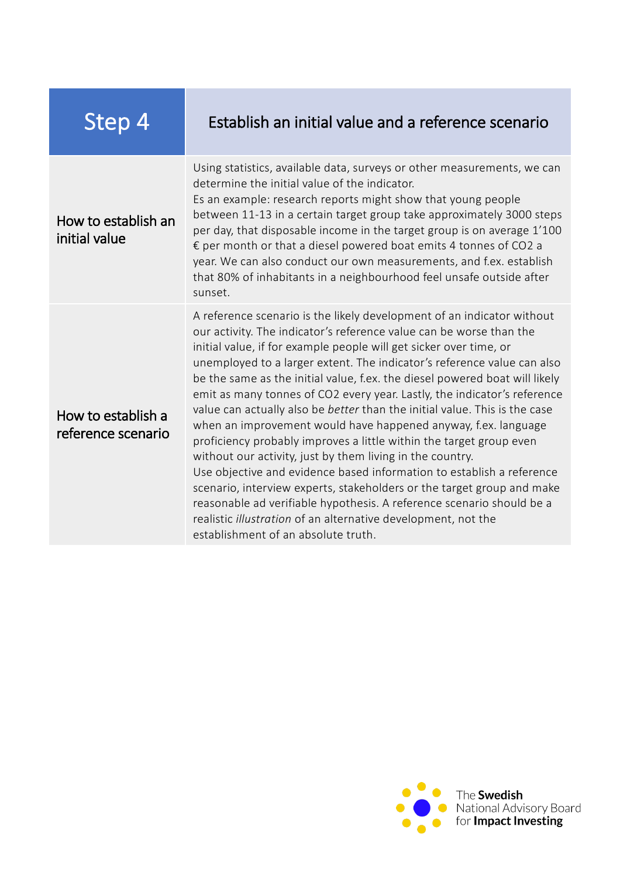| Step 4 | Establish an initial value and a reference scenario |
|---|---|
| How to establish an initial value | Using statistics, available data, surveys or other measurements, we can determine the initial value of the indicator.<br>Es an example: research reports might show that young people between 11-13 in a certain target group take approximately 3000 steps per day, that disposable income in the target group is on average 1'100 € per month or that a diesel powered boat emits 4 tonnes of $CO_2$ a year. We can also conduct our own measurements, and f.ex. establish that 80% of inhabitants in a neighbourhood feel unsafe outside after sunset. |
| How to establish a reference scenario | A reference scenario is the likely development of an indicator without our activity. The indicator's reference value can be worse than the initial value, if for example people will get sicker over time, or unemployed to a larger extent. The indicator's reference value can also be the same as the initial value, f.ex. the diesel powered boat will likely emit as many tonnes of $CO_2$ every year. Lastly, the indicator's reference value can actually also be *better* than the initial value. This is the case when an improvement would have happened anyway, f.ex. language proficiency probably improves a little within the target group even without our activity, just by them living in the country.<br>Use objective and evidence based information to establish a reference scenario, interview experts, stakeholders or the target group and make reasonable ad verifiable hypothesis. A reference scenario should be a realistic *illustration* of an alternative development, not the establishment of an absolute truth. |

The **Swedish** National Advisory Board for **Impact Investing**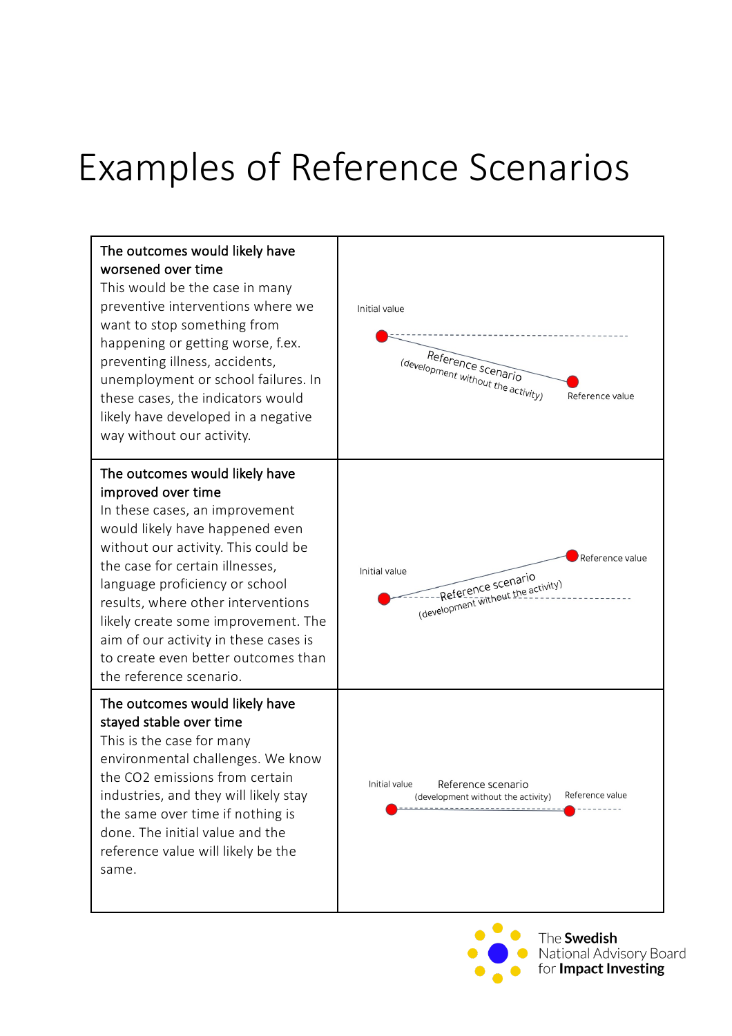# Examples of Reference Scenarios

| | |
|---|---|
| **The outcomes would likely have worsened over time** This would be the case in many preventive interventions where we want to stop something from happening or getting worse, f.ex. preventing illness, accidents, unemployment or school failures. In these cases, the indicators would likely have developed in a negative way without our activity. | Initial value; Reference scenario (development without the activity); Reference value |
| **The outcomes would likely have improved over time** In these cases, an improvement would likely have happened even without our activity. This could be the case for certain illnesses, language proficiency or school results, where other interventions likely create some improvement. The aim of our activity in these cases is to create even better outcomes than the reference scenario. | Initial value; Reference scenario (development without the activity); Reference value |
| **The outcomes would likely have stayed stable over time** This is the case for many environmental challenges. We know the CO2 emissions from certain industries, and they will likely stay the same over time if nothing is done. The initial value and the reference value will likely be the same. | Initial value; Reference scenario (development without the activity); Reference value |

The Swedish National Advisory Board for Impact Investing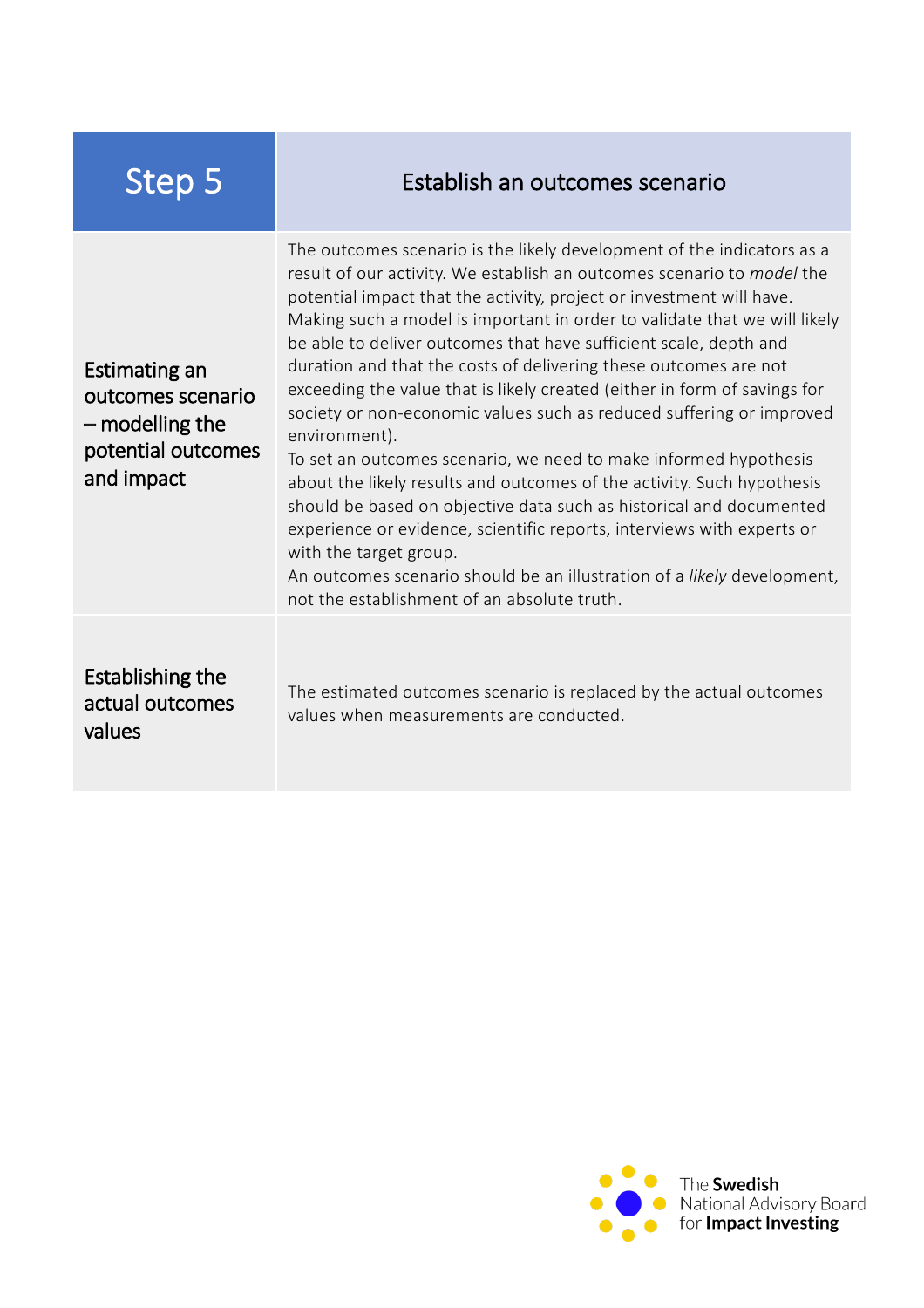| Step 5 | Establish an outcomes scenario |
| --- | --- |
| Estimating an outcomes scenario – modelling the potential outcomes and impact | The outcomes scenario is the likely development of the indicators as a result of our activity. We establish an outcomes scenario to *model* the potential impact that the activity, project or investment will have. Making such a model is important in order to validate that we will likely be able to deliver outcomes that have sufficient scale, depth and duration and that the costs of delivering these outcomes are not exceeding the value that is likely created (either in form of savings for society or non-economic values such as reduced suffering or improved environment).<br>To set an outcomes scenario, we need to make informed hypothesis about the likely results and outcomes of the activity. Such hypothesis should be based on objective data such as historical and documented experience or evidence, scientific reports, interviews with experts or with the target group.<br>An outcomes scenario should be an illustration of a *likely* development, not the establishment of an absolute truth. |
| Establishing the actual outcomes values | The estimated outcomes scenario is replaced by the actual outcomes values when measurements are conducted. |

The **Swedish** National Advisory Board for **Impact Investing**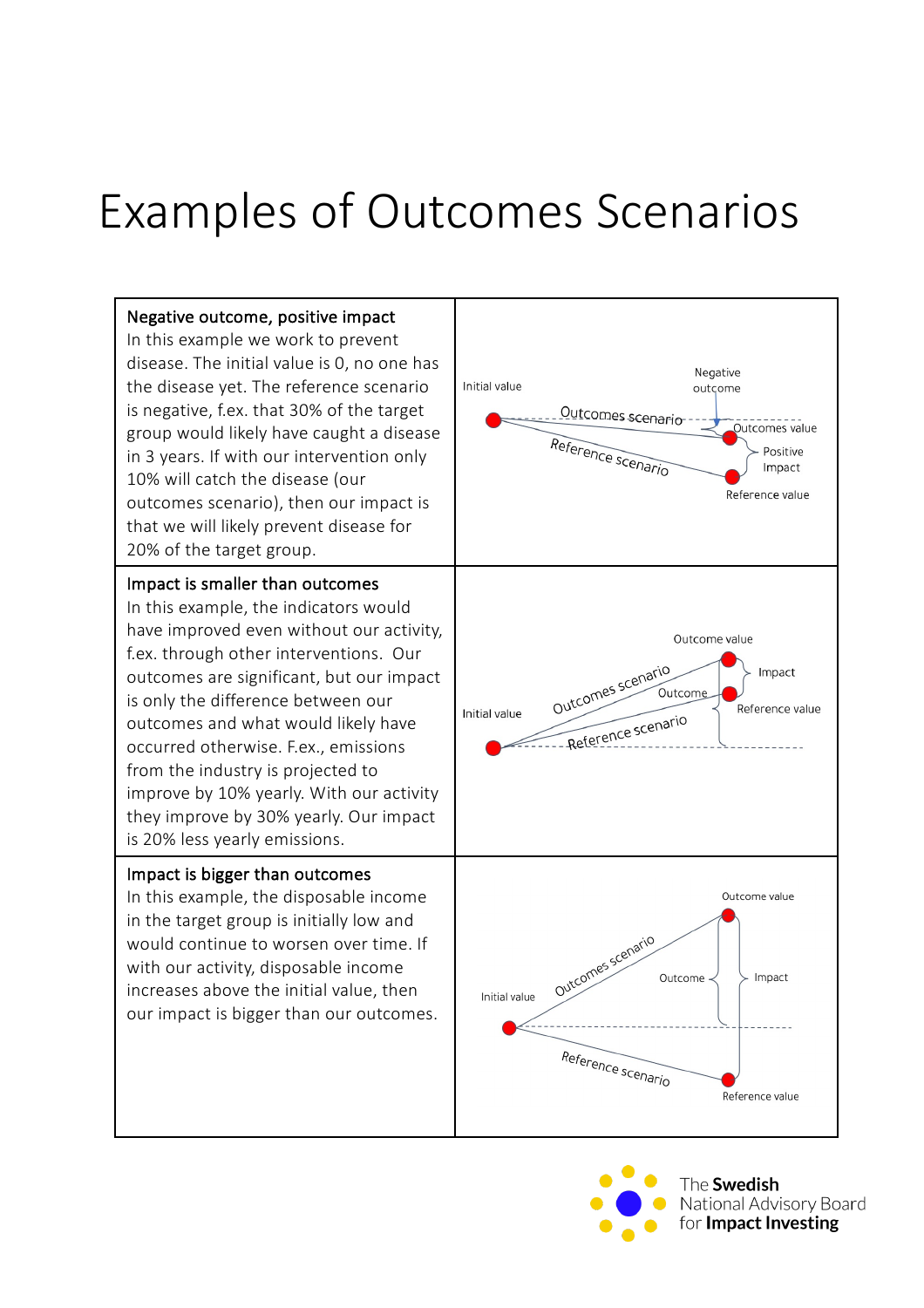# Examples of Outcomes Scenarios

| | |
|---|---|
| **Negative outcome, positive impact**<br>In this example we work to prevent disease. The initial value is 0, no one has the disease yet. The reference scenario is negative, f.ex. that 30% of the target group would likely have caught a disease in 3 years. If with our intervention only 10% will catch the disease (our outcomes scenario), then our impact is that we will likely prevent disease for 20% of the target group. | Initial value; Negative outcome; Outcomes scenario; Outcomes value; Positive Impact; Reference scenario; Reference value |
| **Impact is smaller than outcomes**<br>In this example, the indicators would have improved even without our activity, f.ex. through other interventions. Our outcomes are significant, but our impact is only the difference between our outcomes and what would likely have occurred otherwise. F.ex., emissions from the industry is projected to improve by 10% yearly. With our activity they improve by 30% yearly. Our impact is 20% less yearly emissions. | Outcome value; Impact; Outcomes scenario; Outcome; Reference value; Initial value; Reference scenario |
| **Impact is bigger than outcomes**<br>In this example, the disposable income in the target group is initially low and would continue to worsen over time. If with our activity, disposable income increases above the initial value, then our impact is bigger than our outcomes. | Outcome value; Outcomes scenario; Outcome; Impact; Initial value; Reference scenario; Reference value |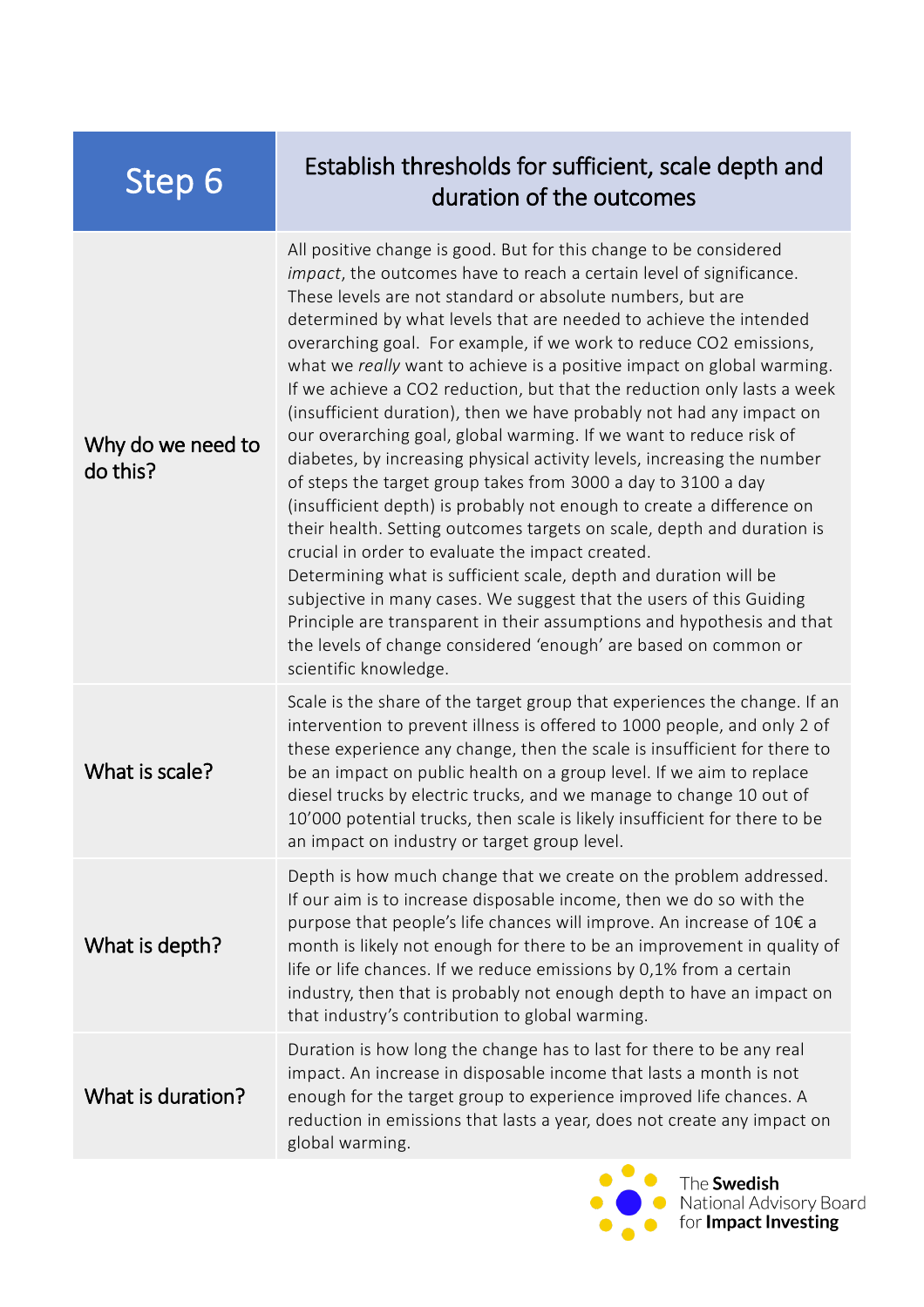| Step 6 | Establish thresholds for sufficient, scale depth and duration of the outcomes |
|---|---|
| Why do we need to do this? | All positive change is good. But for this change to be considered *impact*, the outcomes have to reach a certain level of significance. These levels are not standard or absolute numbers, but are determined by what levels that are needed to achieve the intended overarching goal. For example, if we work to reduce CO2 emissions, what we *really* want to achieve is a positive impact on global warming. If we achieve a CO2 reduction, but that the reduction only lasts a week (insufficient duration), then we have probably not had any impact on our overarching goal, global warming. If we want to reduce risk of diabetes, by increasing physical activity levels, increasing the number of steps the target group takes from 3000 a day to 3100 a day (insufficient depth) is probably not enough to create a difference on their health. Setting outcomes targets on scale, depth and duration is crucial in order to evaluate the impact created.<br>Determining what is sufficient scale, depth and duration will be subjective in many cases. We suggest that the users of this Guiding Principle are transparent in their assumptions and hypothesis and that the levels of change considered 'enough' are based on common or scientific knowledge. |
| What is scale? | Scale is the share of the target group that experiences the change. If an intervention to prevent illness is offered to 1000 people, and only 2 of these experience any change, then the scale is insufficient for there to be an impact on public health on a group level. If we aim to replace diesel trucks by electric trucks, and we manage to change 10 out of 10'000 potential trucks, then scale is likely insufficient for there to be an impact on industry or target group level. |
| What is depth? | Depth is how much change that we create on the problem addressed. If our aim is to increase disposable income, then we do so with the purpose that people's life chances will improve. An increase of 10€ a month is likely not enough for there to be an improvement in quality of life or life chances. If we reduce emissions by 0,1% from a certain industry, then that is probably not enough depth to have an impact on that industry's contribution to global warming. |
| What is duration? | Duration is how long the change has to last for there to be any real impact. An increase in disposable income that lasts a month is not enough for the target group to experience improved life chances. A reduction in emissions that lasts a year, does not create any impact on global warming. |

The **Swedish** National Advisory Board for **Impact Investing**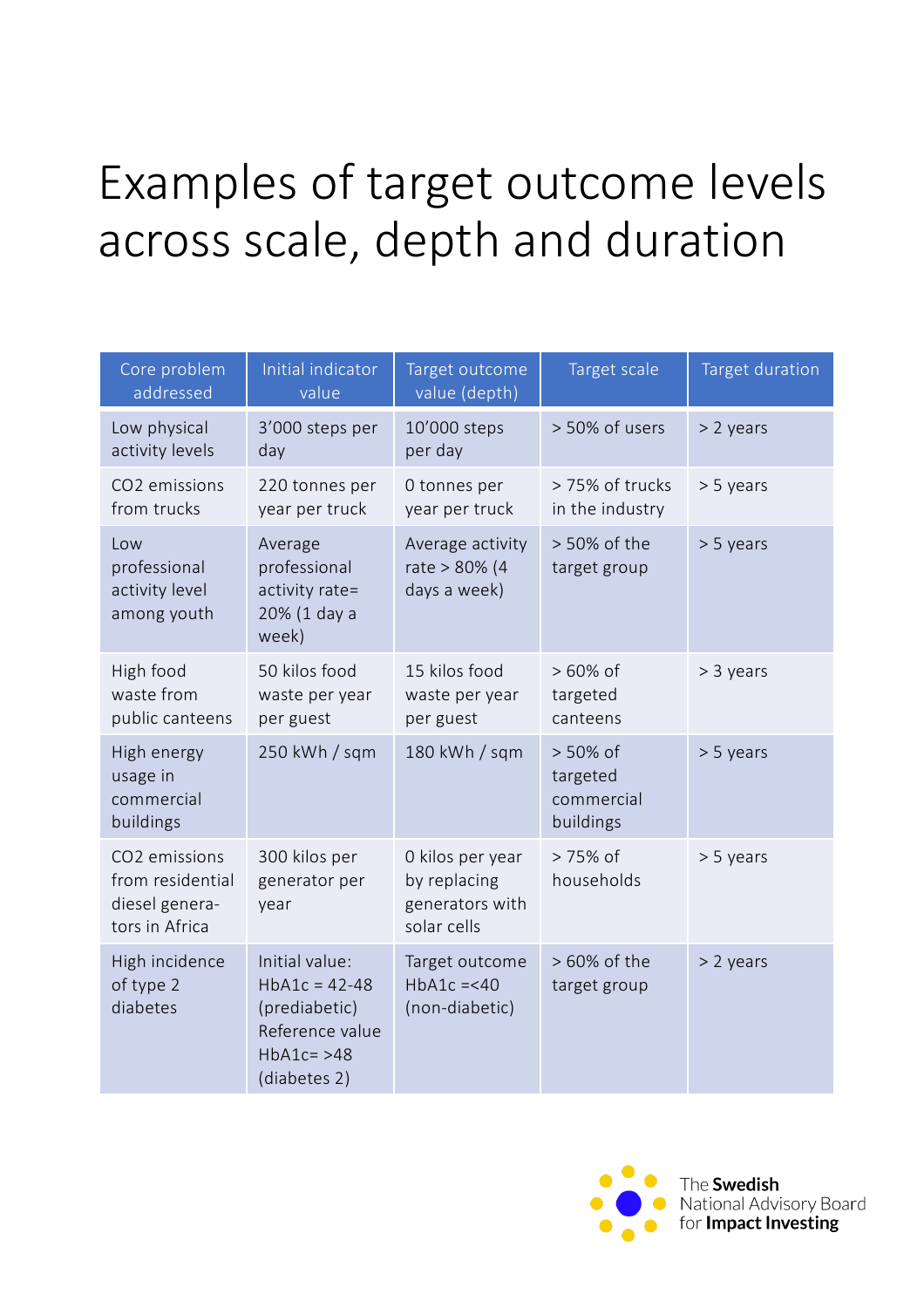# Examples of target outcome levels across scale, depth and duration

| Core problem addressed | Initial indicator value | Target outcome value (depth) | Target scale | Target duration |
|---|---|---|---|---|
| Low physical activity levels | 3'000 steps per day | 10'000 steps per day | > 50% of users | > 2 years |
| $CO_2$ emissions from trucks | 220 tonnes per year per truck | 0 tonnes per year per truck | > 75% of trucks in the industry | > 5 years |
| Low professional activity level among youth | Average professional activity rate= 20% (1 day a week) | Average activity rate > 80% (4 days a week) | > 50% of the target group | > 5 years |
| High food waste from public canteens | 50 kilos food waste per year per guest | 15 kilos food waste per year per guest | > 60% of targeted canteens | > 3 years |
| High energy usage in commercial buildings | 250 kWh / sqm | 180 kWh / sqm | > 50% of targeted commercial buildings | > 5 years |
| $CO_2$ emissions from residential diesel genera-tors in Africa | 300 kilos per generator per year | 0 kilos per year by replacing generators with solar cells | > 75% of households | > 5 years |
| High incidence of type 2 diabetes | Initial value: HbA1c = 42-48 (prediabetic) Reference value HbA1c= >48 (diabetes 2) | Target outcome HbA1c =<40 (non-diabetic) | > 60% of the target group | > 2 years |

The **Swedish** National Advisory Board for **Impact Investing**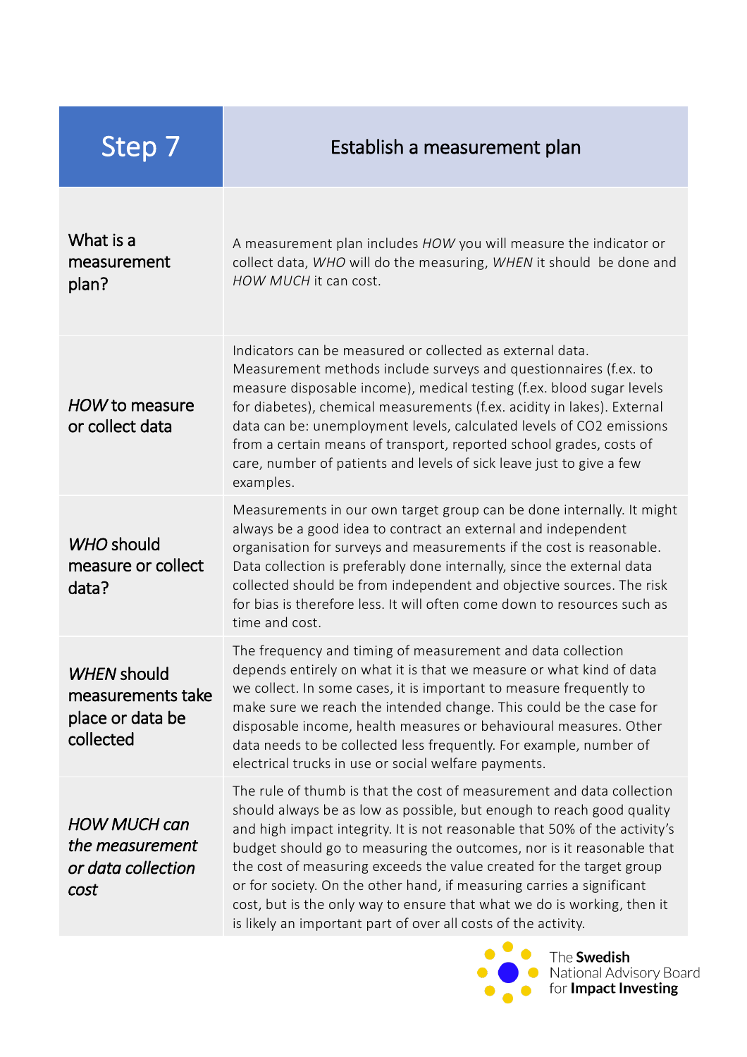| Step 7 | Establish a measurement plan |
|---|---|
| What is a measurement plan? | A measurement plan includes *HOW* you will measure the indicator or collect data, *WHO* will do the measuring, *WHEN* it should be done and *HOW MUCH* it can cost. |
| *HOW* to measure or collect data | Indicators can be measured or collected as external data. Measurement methods include surveys and questionnaires (f.ex. to measure disposable income), medical testing (f.ex. blood sugar levels for diabetes), chemical measurements (f.ex. acidity in lakes). External data can be: unemployment levels, calculated levels of $CO_2$ emissions from a certain means of transport, reported school grades, costs of care, number of patients and levels of sick leave just to give a few examples. |
| *WHO* should measure or collect data? | Measurements in our own target group can be done internally. It might always be a good idea to contract an external and independent organisation for surveys and measurements if the cost is reasonable. Data collection is preferably done internally, since the external data collected should be from independent and objective sources. The risk for bias is therefore less. It will often come down to resources such as time and cost. |
| *WHEN* should measurements take place or data be collected | The frequency and timing of measurement and data collection depends entirely on what it is that we measure or what kind of data we collect. In some cases, it is important to measure frequently to make sure we reach the intended change. This could be the case for disposable income, health measures or behavioural measures. Other data needs to be collected less frequently. For example, number of electrical trucks in use or social welfare payments. |
| *HOW MUCH can the measurement or data collection cost* | The rule of thumb is that the cost of measurement and data collection should always be as low as possible, but enough to reach good quality and high impact integrity. It is not reasonable that 50% of the activity's budget should go to measuring the outcomes, nor is it reasonable that the cost of measuring exceeds the value created for the target group or for society. On the other hand, if measuring carries a significant cost, but is the only way to ensure that what we do is working, then it is likely an important part of over all costs of the activity. |

The **Swedish** National Advisory Board for **Impact Investing**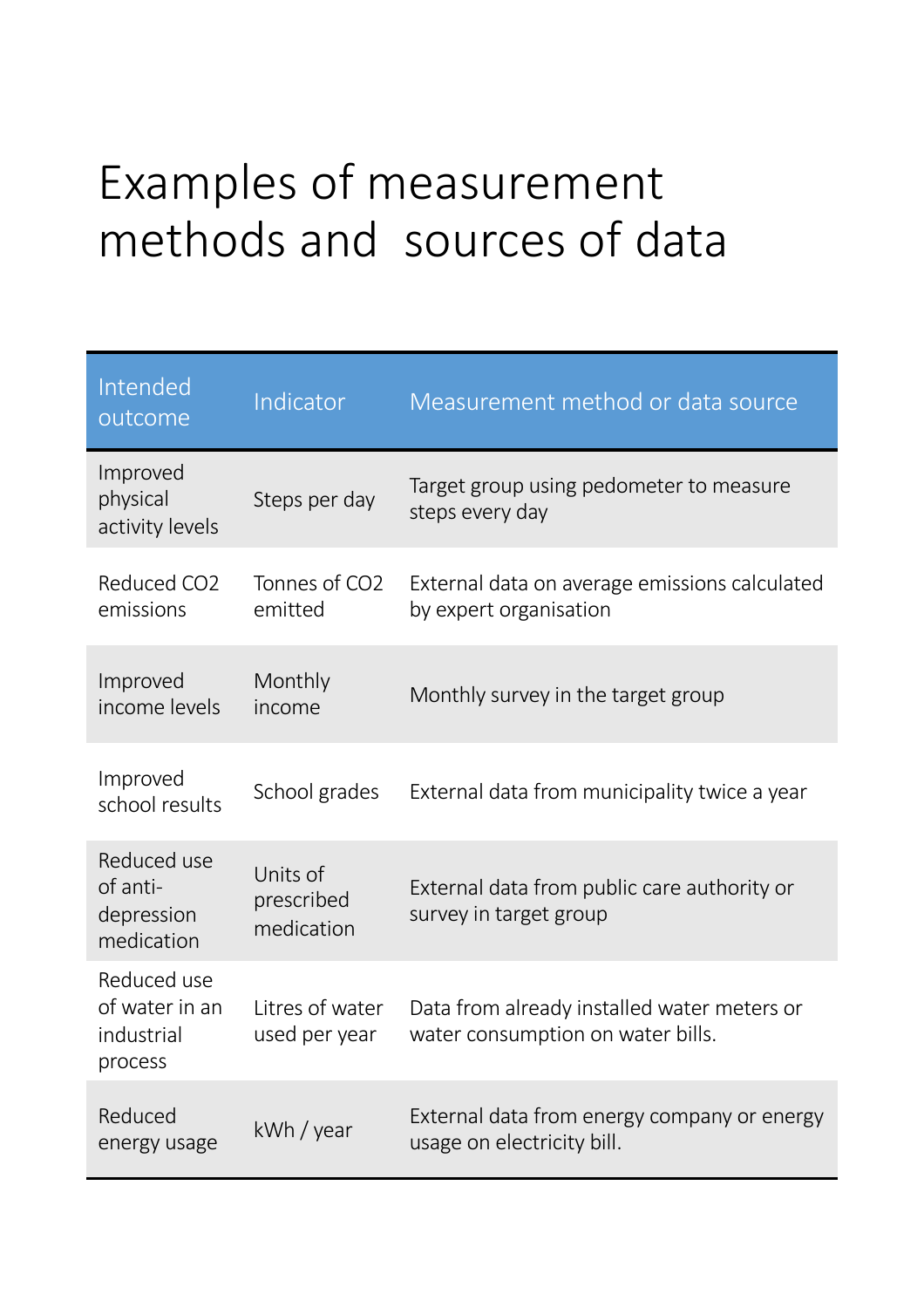# Examples of measurement methods and sources of data

| Intended outcome | Indicator | Measurement method or data source |
|---|---|---|
| Improved physical activity levels | Steps per day | Target group using pedometer to measure steps every day |
| Reduced $CO_2$ emissions | Tonnes of $CO_2$ emitted | External data on average emissions calculated by expert organisation |
| Improved income levels | Monthly income | Monthly survey in the target group |
| Improved school results | School grades | External data from municipality twice a year |
| Reduced use of anti-depression medication | Units of prescribed medication | External data from public care authority or survey in target group |
| Reduced use of water in an industrial process | Litres of water used per year | Data from already installed water meters or water consumption on water bills. |
| Reduced energy usage | kWh / year | External data from energy company or energy usage on electricity bill. |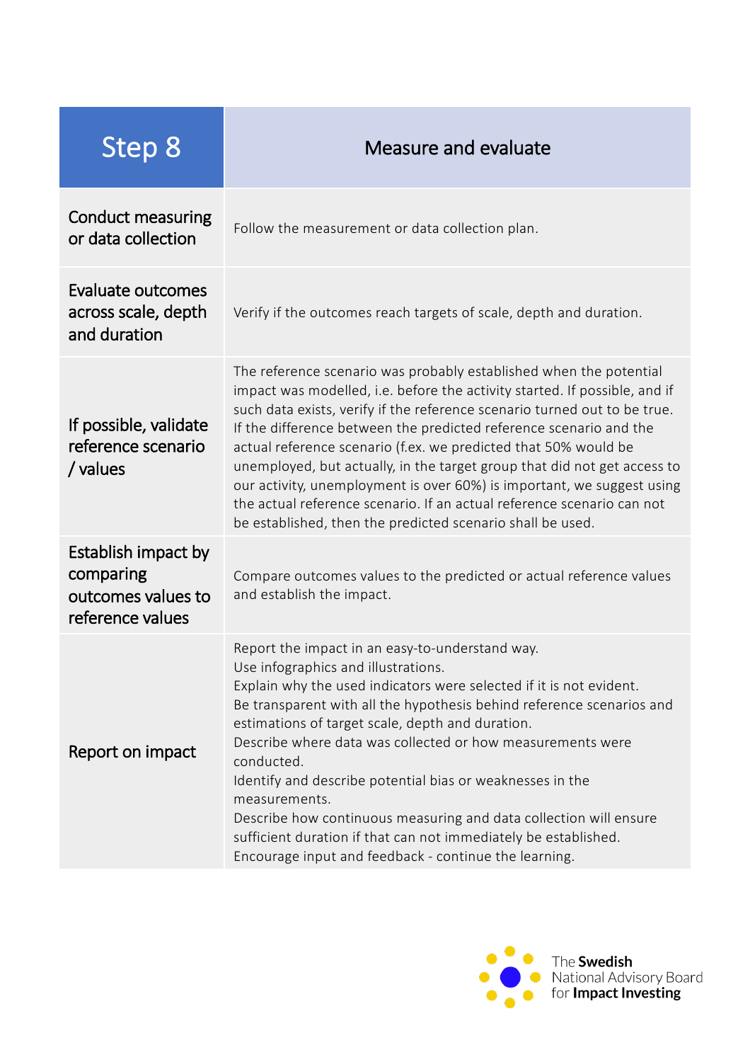| Step 8 | Measure and evaluate |
| --- | --- |
| Conduct measuring or data collection | Follow the measurement or data collection plan. |
| Evaluate outcomes across scale, depth and duration | Verify if the outcomes reach targets of scale, depth and duration. |
| If possible, validate reference scenario / values | The reference scenario was probably established when the potential impact was modelled, i.e. before the activity started. If possible, and if such data exists, verify if the reference scenario turned out to be true. If the difference between the predicted reference scenario and the actual reference scenario (f.ex. we predicted that 50% would be unemployed, but actually, in the target group that did not get access to our activity, unemployment is over 60%) is important, we suggest using the actual reference scenario. If an actual reference scenario can not be established, then the predicted scenario shall be used. |
| Establish impact by comparing outcomes values to reference values | Compare outcomes values to the predicted or actual reference values and establish the impact. |
| Report on impact | Report the impact in an easy-to-understand way.<br>Use infographics and illustrations.<br>Explain why the used indicators were selected if it is not evident.<br>Be transparent with all the hypothesis behind reference scenarios and estimations of target scale, depth and duration.<br>Describe where data was collected or how measurements were conducted.<br>Identify and describe potential bias or weaknesses in the measurements.<br>Describe how continuous measuring and data collection will ensure sufficient duration if that can not immediately be established.<br>Encourage input and feedback - continue the learning. |

The **Swedish** National Advisory Board for **Impact Investing**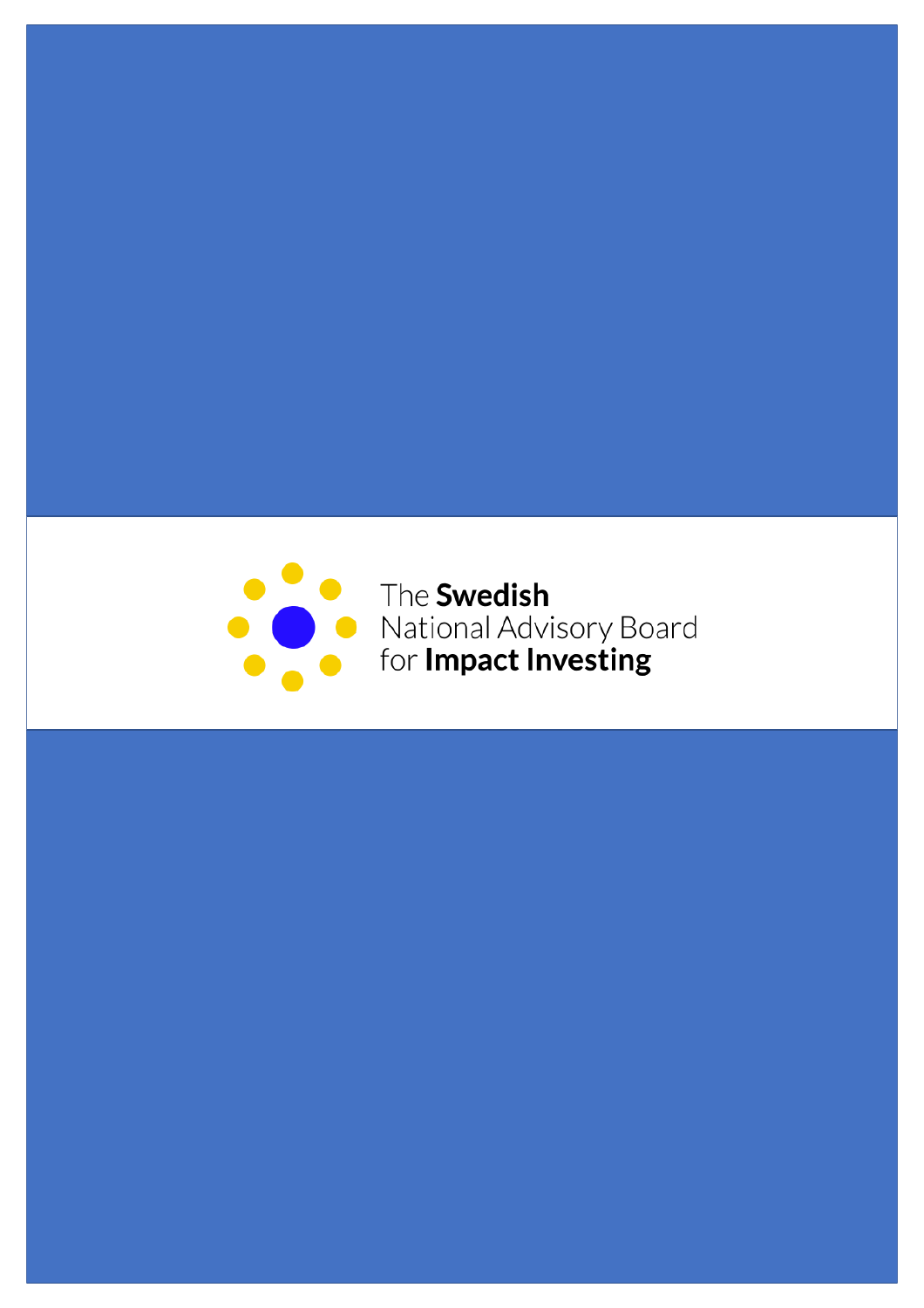The **Swedish**
National Advisory Board
for **Impact Investing**